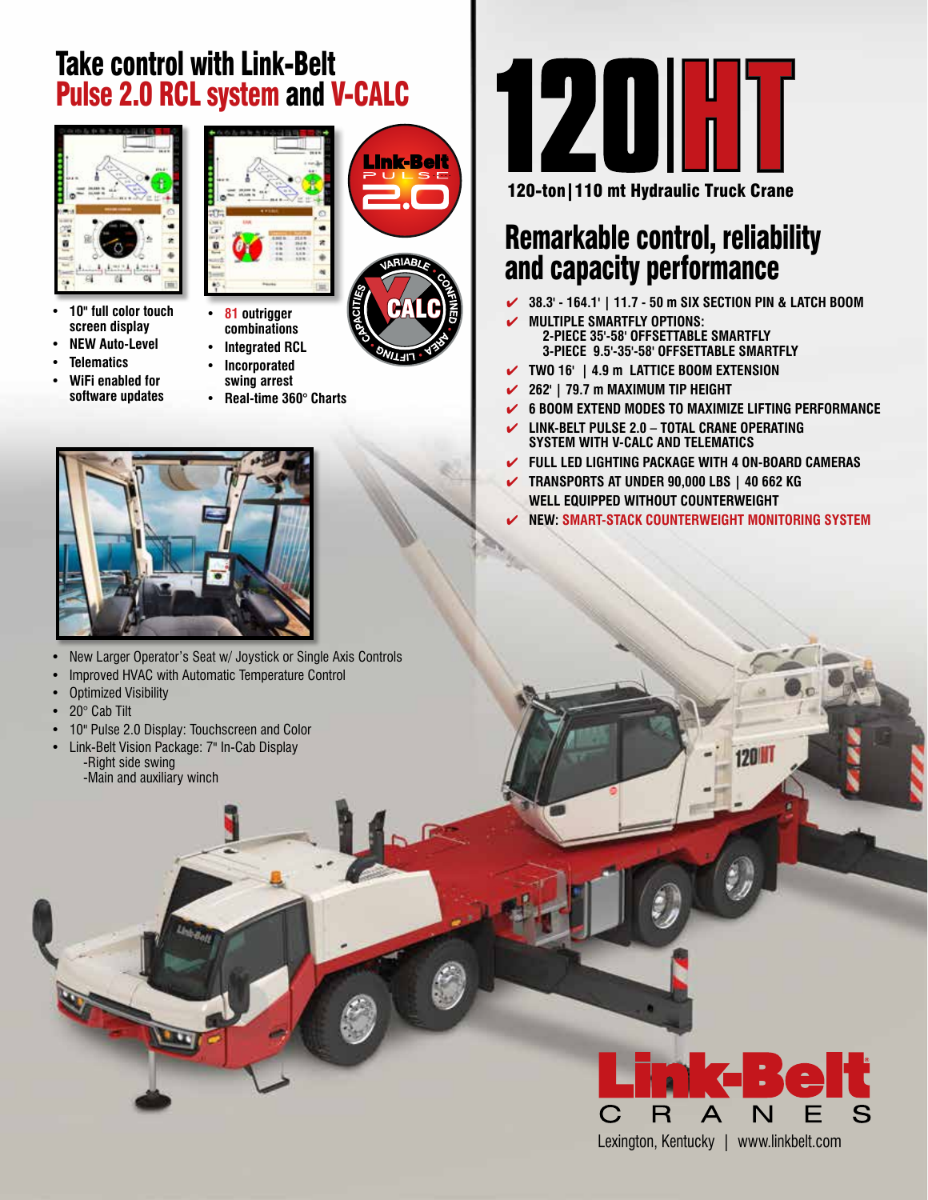# 120 | HT

**120-ton | 110 mt Hydraulic Truck Crane**

## Remarkable control, reliability and capacity performance

- ✔ 38.3' - 164.1' | 11.7 - 50 m SIX SECTION PIN & LATCH BOOM
- ✔ MULTIPLE SMARTFLY OPTIONS:
  - 2-PIECE 35'-58' OFFSETTABLE SMARTFLY
  - 3-PIECE 9.5'-35'-58' OFFSETTABLE SMARTFLY
- ✔ TWO 16' | 4.9 m LATTICE BOOM EXTENSION
- ✔ 262' | 79.7 m MAXIMUM TIP HEIGHT
- ✔ 6 BOOM EXTEND MODES TO MAXIMIZE LIFTING PERFORMANCE
- ✔ LINK-BELT PULSE 2.0 – TOTAL CRANE OPERATING SYSTEM WITH V-CALC AND TELEMATICS
- ✔ FULL LED LIGHTING PACKAGE WITH 4 ON-BOARD CAMERAS
- ✔ TRANSPORTS AT UNDER 90,000 LBS | 40 662 KG WELL EQUIPPED WITHOUT COUNTERWEIGHT
- ✔ NEW: SMART-STACK COUNTERWEIGHT MONITORING SYSTEM

## Take control with Link-Belt Pulse 2.0 RCL system and V-CALC

- 10" full color touch screen display
- NEW Auto-Level
- Telematics
- WiFi enabled for software updates

- 81 outrigger combinations
- Integrated RCL
- Incorporated swing arrest
- Real-time 360° Charts

- New Larger Operator's Seat w/ Joystick or Single Axis Controls
- Improved HVAC with Automatic Temperature Control
- Optimized Visibility
- 20° Cab Tilt
- 10" Pulse 2.0 Display: Touchscreen and Color
- Link-Belt Vision Package: 7" In-Cab Display
  - -Right side swing
  - -Main and auxiliary winch

**Link-Belt CRANES**

Lexington, Kentucky | www.linkbelt.com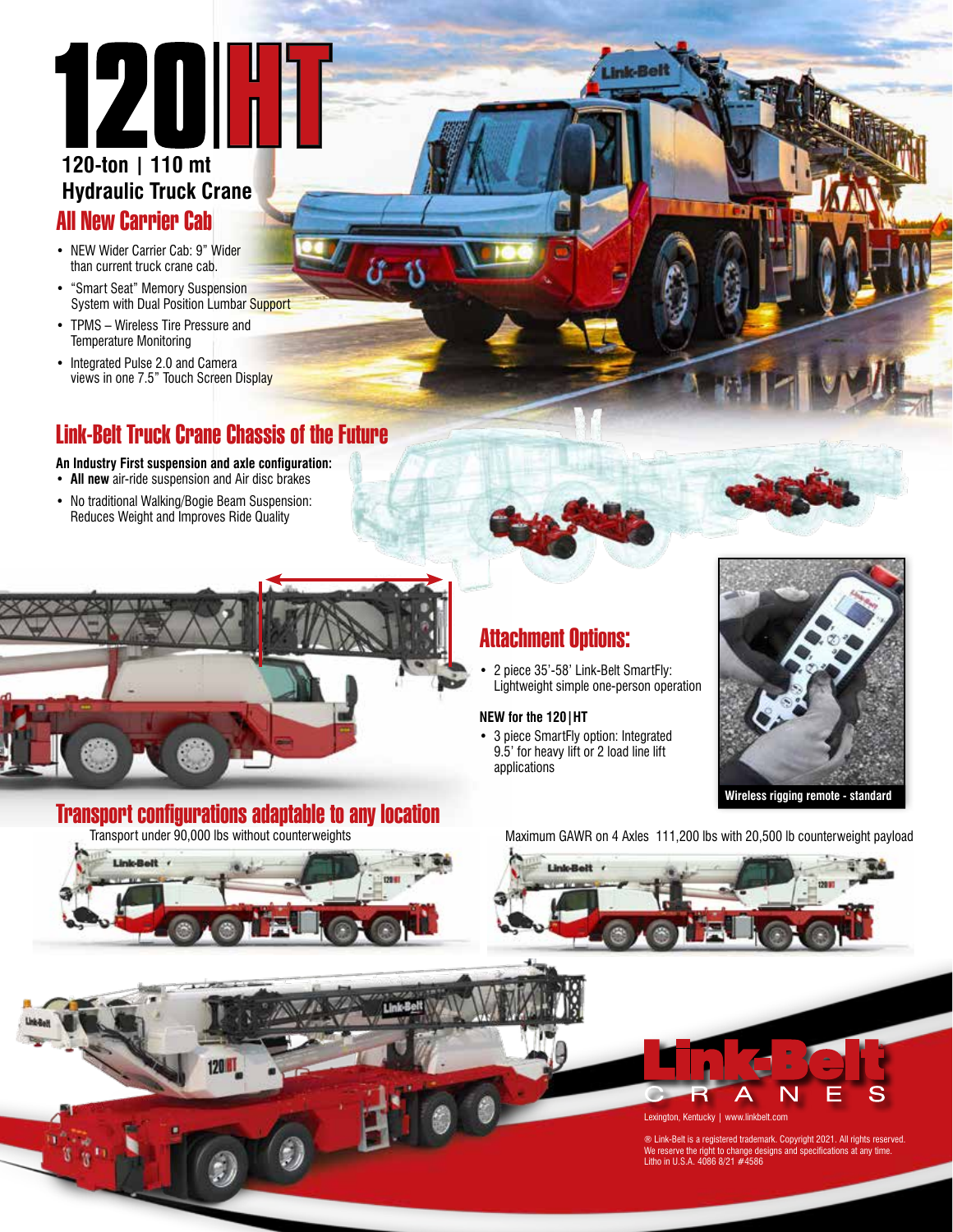# 120|HT

**120-ton | 110 mt**
**Hydraulic Truck Crane**

## All New Carrier Cab

- NEW Wider Carrier Cab: 9" Wider than current truck crane cab.
- "Smart Seat" Memory Suspension System with Dual Position Lumbar Support
- TPMS – Wireless Tire Pressure and Temperature Monitoring
- Integrated Pulse 2.0 and Camera views in one 7.5" Touch Screen Display

## Link-Belt Truck Crane Chassis of the Future

**An Industry First suspension and axle configuration:**

- **All new** air-ride suspension and Air disc brakes
- No traditional Walking/Bogie Beam Suspension: Reduces Weight and Improves Ride Quality

## Attachment Options:

- 2 piece 35'-58' Link-Belt SmartFly: Lightweight simple one-person operation

**NEW for the 120|HT**

- 3 piece SmartFly option: Integrated 9.5' for heavy lift or 2 load line lift applications

Wireless rigging remote - standard

## Transport configurations adaptable to any location

Transport under 90,000 lbs without counterweights

Maximum GAWR on 4 Axles 111,200 lbs with 20,500 lb counterweight payload

Link-Belt CRANES

Lexington, Kentucky | www.linkbelt.com

® Link-Belt is a registered trademark. Copyright 2021. All rights reserved.
We reserve the right to change designs and specifications at any time.
Litho in U.S.A. 4086 8/21 #4586